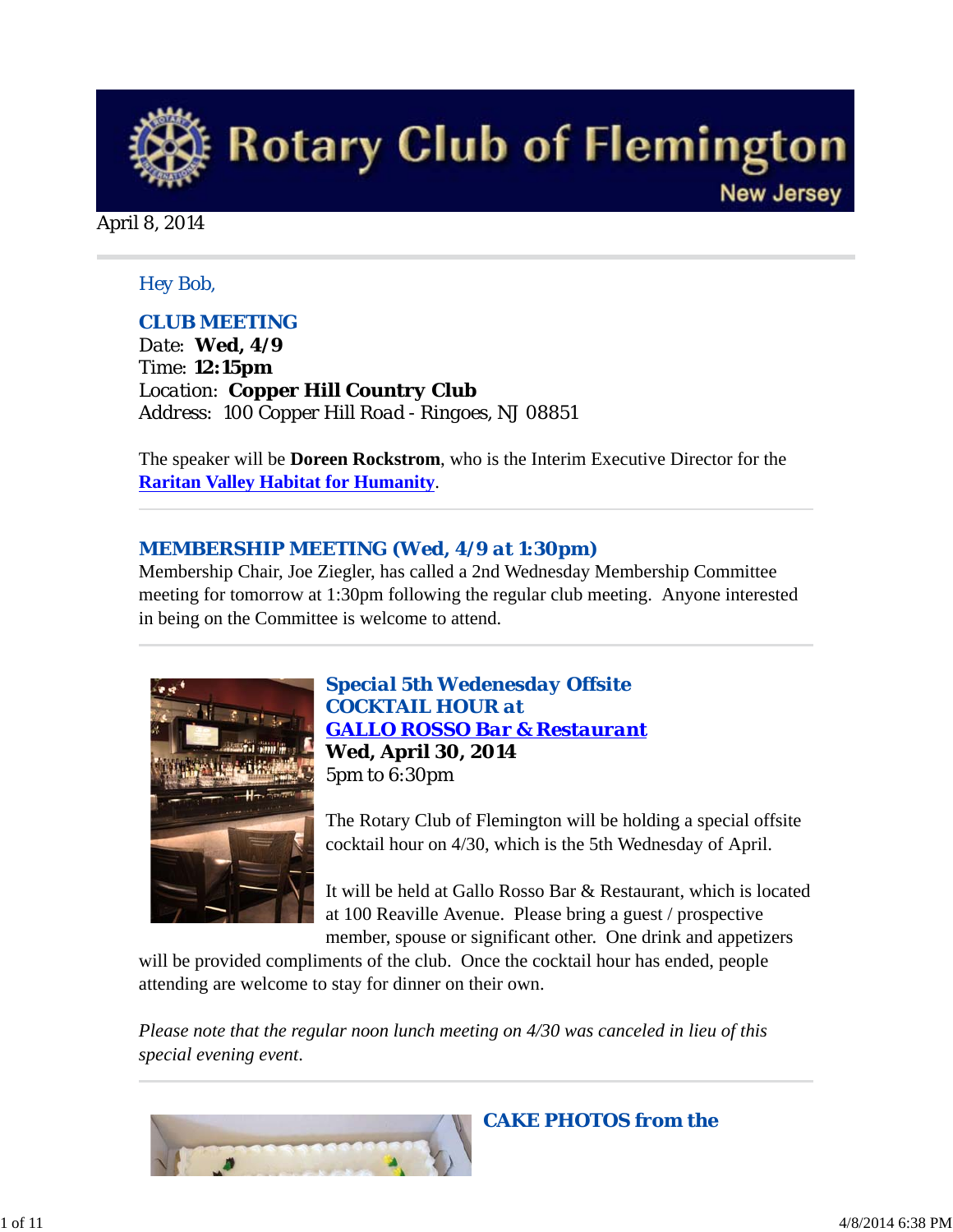# Rotary Club of Flemington

New Jersey

April 8, 2014

Hey Bob,

## CLUB MEETING

Date: **Wed, 4/9**
Time: **12:15pm**
Location: **Copper Hill Country Club**
Address: 100 Copper Hill Road - Ringoes, NJ 08851

The speaker will be **Doreen Rockstrom**, who is the Interim Executive Director for the **Raritan Valley Habitat for Humanity**.

## MEMBERSHIP MEETING (Wed, 4/9 at 1:30pm)

Membership Chair, Joe Ziegler, has called a 2nd Wednesday Membership Committee meeting for tomorrow at 1:30pm following the regular club meeting. Anyone interested in being on the Committee is welcome to attend.

## Special 5th Wedenesday Offsite COCKTAIL HOUR at GALLO ROSSO Bar & Restaurant

**Wed, April 30, 2014**
5pm to 6:30pm

The Rotary Club of Flemington will be holding a special offsite cocktail hour on 4/30, which is the 5th Wednesday of April.

It will be held at Gallo Rosso Bar & Restaurant, which is located at 100 Reaville Avenue. Please bring a guest / prospective member, spouse or significant other. One drink and appetizers will be provided compliments of the club. Once the cocktail hour has ended, people attending are welcome to stay for dinner on their own.

*Please note that the regular noon lunch meeting on 4/30 was canceled in lieu of this special evening event.*

## CAKE PHOTOS from the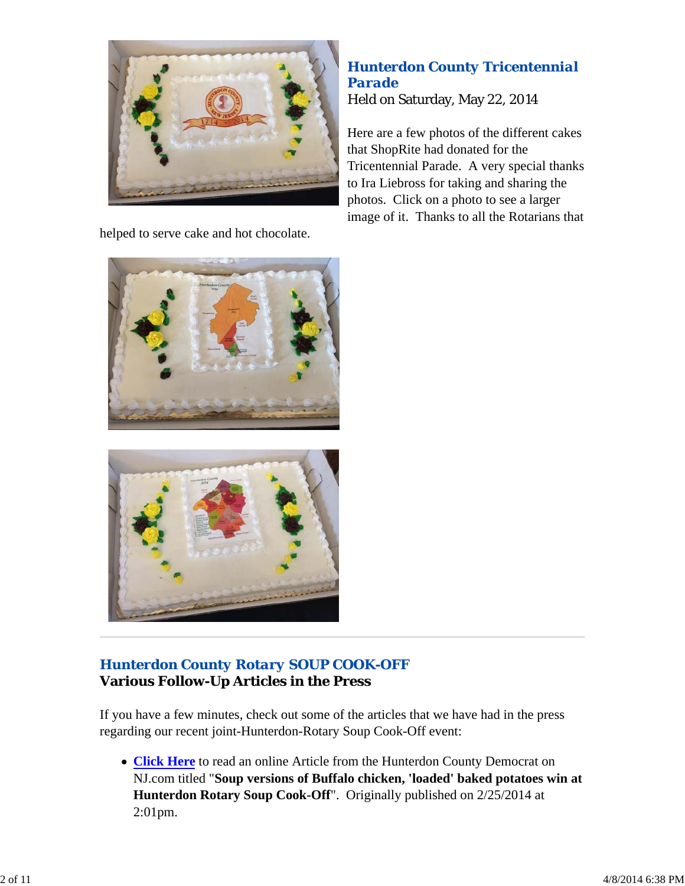## Hunterdon County Tricentennial Parade

Held on Saturday, May 22, 2014

Here are a few photos of the different cakes that ShopRite had donated for the Tricentennial Parade. A very special thanks to Ira Liebross for taking and sharing the photos. Click on a photo to see a larger image of it. Thanks to all the Rotarians that helped to serve cake and hot chocolate.

---

## Hunterdon County Rotary SOUP COOK-OFF

**Various Follow-Up Articles in the Press**

If you have a few minutes, check out some of the articles that we have had in the press regarding our recent joint-Hunterdon-Rotary Soup Cook-Off event:

- **Click Here** to read an online Article from the Hunterdon County Democrat on NJ.com titled "**Soup versions of Buffalo chicken, 'loaded' baked potatoes win at Hunterdon Rotary Soup Cook-Off**". Originally published on 2/25/2014 at 2:01pm.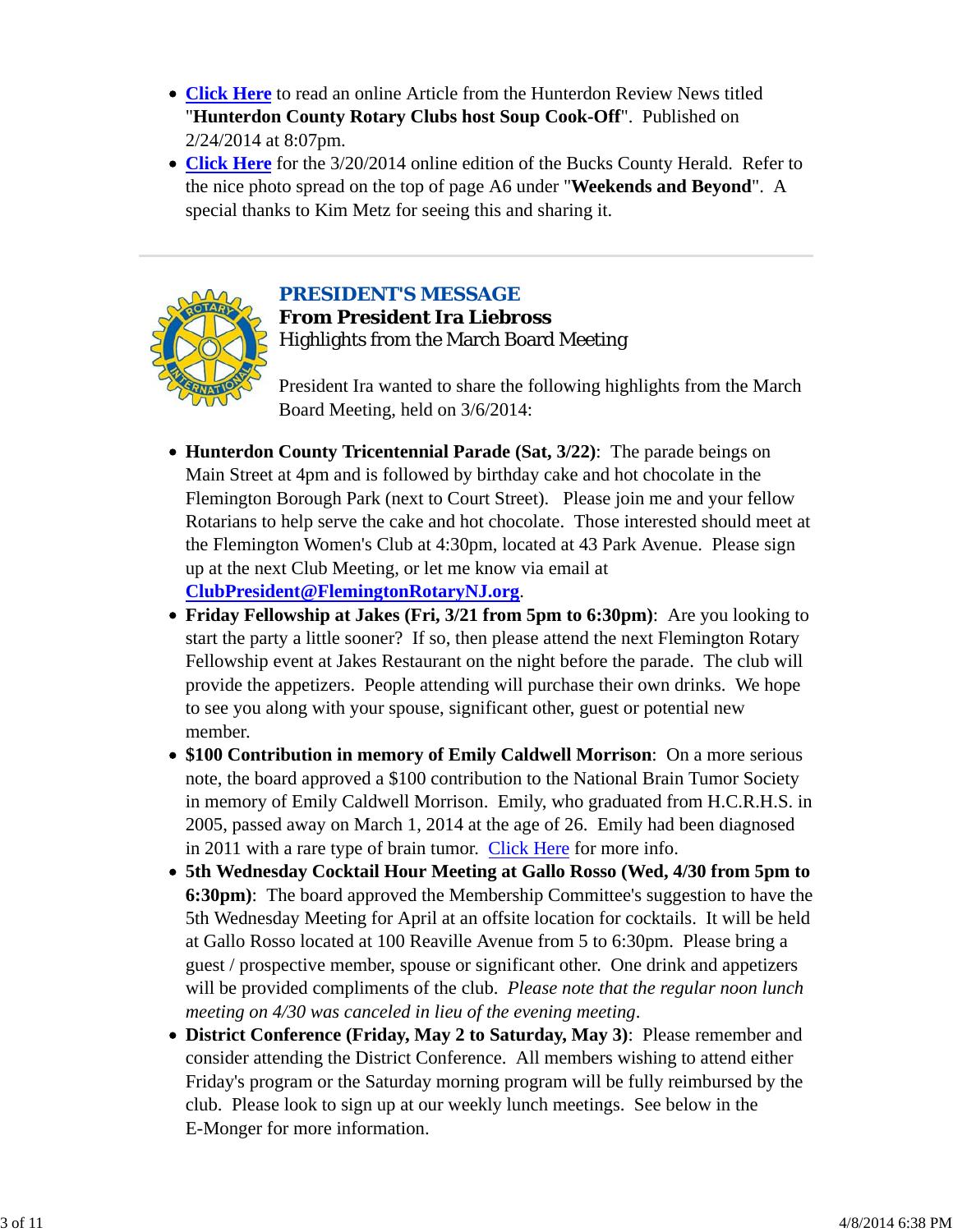- **Click Here** to read an online Article from the Hunterdon Review News titled "**Hunterdon County Rotary Clubs host Soup Cook-Off**". Published on 2/24/2014 at 8:07pm.
- **Click Here** for the 3/20/2014 online edition of the Bucks County Herald. Refer to the nice photo spread on the top of page A6 under "**Weekends and Beyond**". A special thanks to Kim Metz for seeing this and sharing it.

---

## PRESIDENT'S MESSAGE

### From President Ira Liebross

Highlights from the March Board Meeting

President Ira wanted to share the following highlights from the March Board Meeting, held on 3/6/2014:

- **Hunterdon County Tricentennial Parade (Sat, 3/22)**: The parade beings on Main Street at 4pm and is followed by birthday cake and hot chocolate in the Flemington Borough Park (next to Court Street). Please join me and your fellow Rotarians to help serve the cake and hot chocolate. Those interested should meet at the Flemington Women's Club at 4:30pm, located at 43 Park Avenue. Please sign up at the next Club Meeting, or let me know via email at **ClubPresident@FlemingtonRotaryNJ.org**.
- **Friday Fellowship at Jakes (Fri, 3/21 from 5pm to 6:30pm)**: Are you looking to start the party a little sooner? If so, then please attend the next Flemington Rotary Fellowship event at Jakes Restaurant on the night before the parade. The club will provide the appetizers. People attending will purchase their own drinks. We hope to see you along with your spouse, significant other, guest or potential new member.
- **$100 Contribution in memory of Emily Caldwell Morrison**: On a more serious note, the board approved a $100 contribution to the National Brain Tumor Society in memory of Emily Caldwell Morrison. Emily, who graduated from H.C.R.H.S. in 2005, passed away on March 1, 2014 at the age of 26. Emily had been diagnosed in 2011 with a rare type of brain tumor. Click Here for more info.
- **5th Wednesday Cocktail Hour Meeting at Gallo Rosso (Wed, 4/30 from 5pm to 6:30pm)**: The board approved the Membership Committee's suggestion to have the 5th Wednesday Meeting for April at an offsite location for cocktails. It will be held at Gallo Rosso located at 100 Reaville Avenue from 5 to 6:30pm. Please bring a guest / prospective member, spouse or significant other. One drink and appetizers will be provided compliments of the club. *Please note that the regular noon lunch meeting on 4/30 was canceled in lieu of the evening meeting*.
- **District Conference (Friday, May 2 to Saturday, May 3)**: Please remember and consider attending the District Conference. All members wishing to attend either Friday's program or the Saturday morning program will be fully reimbursed by the club. Please look to sign up at our weekly lunch meetings. See below in the E-Monger for more information.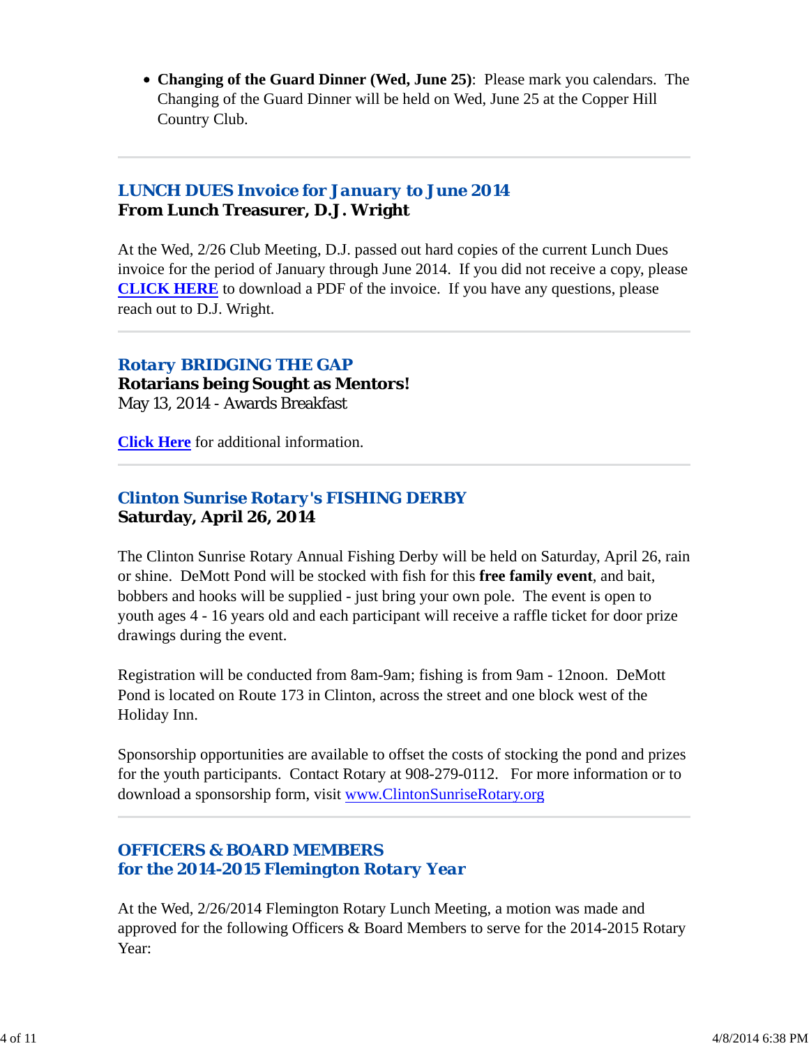- **Changing of the Guard Dinner (Wed, June 25)**: Please mark you calendars. The Changing of the Guard Dinner will be held on Wed, June 25 at the Copper Hill Country Club.

---

## LUNCH DUES Invoice for January to June 2014
**From Lunch Treasurer, D.J. Wright**

At the Wed, 2/26 Club Meeting, D.J. passed out hard copies of the current Lunch Dues invoice for the period of January through June 2014. If you did not receive a copy, please **CLICK HERE** to download a PDF of the invoice. If you have any questions, please reach out to D.J. Wright.

---

## Rotary BRIDGING THE GAP
**Rotarians being Sought as Mentors!**
May 13, 2014 - Awards Breakfast

**Click Here** for additional information.

---

## Clinton Sunrise Rotary's FISHING DERBY
**Saturday, April 26, 2014**

The Clinton Sunrise Rotary Annual Fishing Derby will be held on Saturday, April 26, rain or shine. DeMott Pond will be stocked with fish for this **free family event**, and bait, bobbers and hooks will be supplied - just bring your own pole. The event is open to youth ages 4 - 16 years old and each participant will receive a raffle ticket for door prize drawings during the event.

Registration will be conducted from 8am-9am; fishing is from 9am - 12noon. DeMott Pond is located on Route 173 in Clinton, across the street and one block west of the Holiday Inn.

Sponsorship opportunities are available to offset the costs of stocking the pond and prizes for the youth participants. Contact Rotary at 908-279-0112. For more information or to download a sponsorship form, visit www.ClintonSunriseRotary.org

---

## OFFICERS & BOARD MEMBERS for the 2014-2015 Flemington Rotary Year

At the Wed, 2/26/2014 Flemington Rotary Lunch Meeting, a motion was made and approved for the following Officers & Board Members to serve for the 2014-2015 Rotary Year: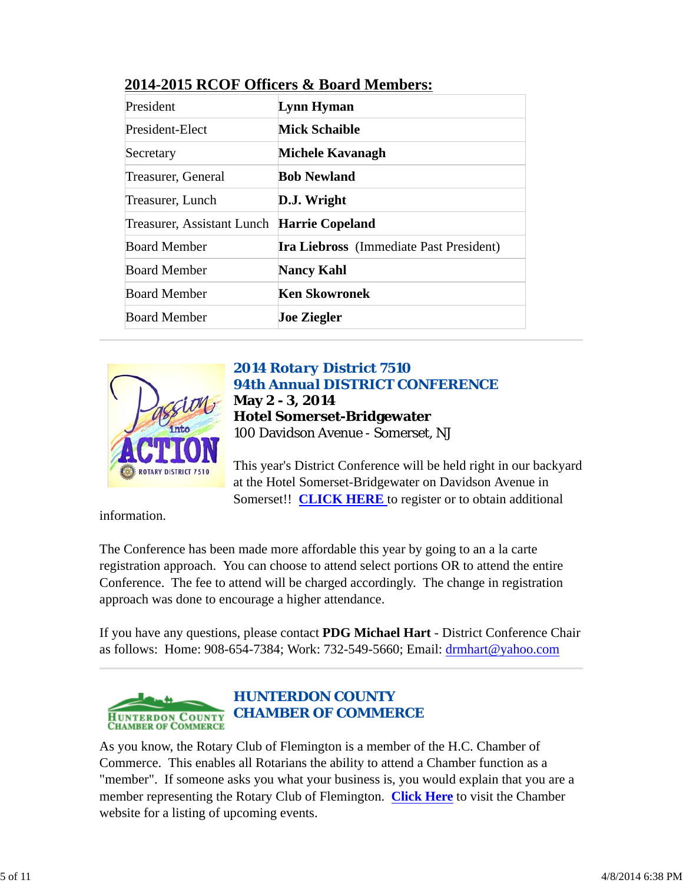## 2014-2015 RCOF Officers & Board Members:

| | |
|---|---|
| President | **Lynn Hyman** |
| President-Elect | **Mick Schaible** |
| Secretary | **Michele Kavanagh** |
| Treasurer, General | **Bob Newland** |
| Treasurer, Lunch | **D.J. Wright** |
| Treasurer, Assistant Lunch | **Harrie Copeland** |
| Board Member | **Ira Liebross** (Immediate Past President) |
| Board Member | **Nancy Kahl** |
| Board Member | **Ken Skowronek** |
| Board Member | **Joe Ziegler** |

---

### 2014 Rotary District 7510
### 94th Annual DISTRICT CONFERENCE

**May 2 - 3, 2014**
**Hotel Somerset-Bridgewater**
100 Davidson Avenue - Somerset, NJ

This year's District Conference will be held right in our backyard at the Hotel Somerset-Bridgewater on Davidson Avenue in Somerset!! **CLICK HERE** to register or to obtain additional information.

The Conference has been made more affordable this year by going to an a la carte registration approach. You can choose to attend select portions OR to attend the entire Conference. The fee to attend will be charged accordingly. The change in registration approach was done to encourage a higher attendance.

If you have any questions, please contact **PDG Michael Hart** - District Conference Chair as follows: Home: 908-654-7384; Work: 732-549-5660; Email: drmhart@yahoo.com

---

### HUNTERDON COUNTY CHAMBER OF COMMERCE

As you know, the Rotary Club of Flemington is a member of the H.C. Chamber of Commerce. This enables all Rotarians the ability to attend a Chamber function as a "member". If someone asks you what your business is, you would explain that you are a member representing the Rotary Club of Flemington. **Click Here** to visit the Chamber website for a listing of upcoming events.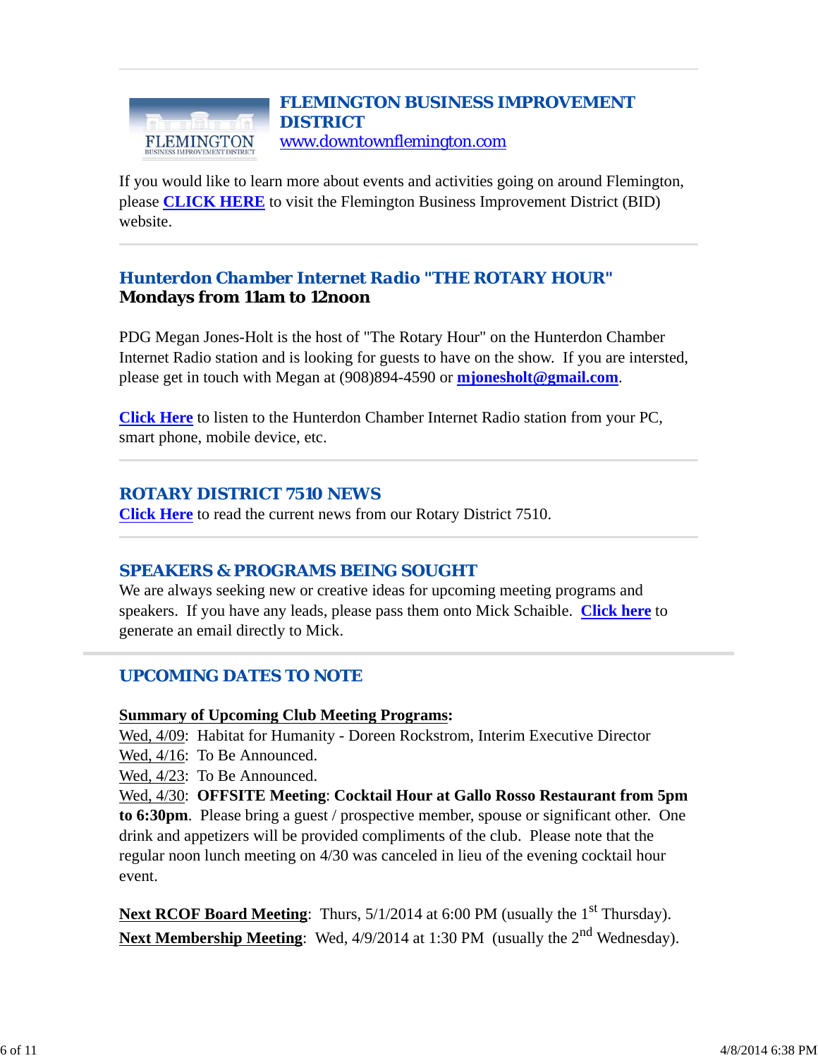## FLEMINGTON BUSINESS IMPROVEMENT DISTRICT

www.downtownflemington.com

If you would like to learn more about events and activities going on around Flemington, please **CLICK HERE** to visit the Flemington Business Improvement District (BID) website.

---

## Hunterdon Chamber Internet Radio "THE ROTARY HOUR"

**Mondays from 11am to 12noon**

PDG Megan Jones-Holt is the host of "The Rotary Hour" on the Hunterdon Chamber Internet Radio station and is looking for guests to have on the show. If you are intersted, please get in touch with Megan at (908)894-4590 or **mjonesholt@gmail.com**.

**Click Here** to listen to the Hunterdon Chamber Internet Radio station from your PC, smart phone, mobile device, etc.

---

## ROTARY DISTRICT 7510 NEWS

**Click Here** to read the current news from our Rotary District 7510.

---

## SPEAKERS & PROGRAMS BEING SOUGHT

We are always seeking new or creative ideas for upcoming meeting programs and speakers. If you have any leads, please pass them onto Mick Schaible. **Click here** to generate an email directly to Mick.

---

## UPCOMING DATES TO NOTE

**Summary of Upcoming Club Meeting Programs:**

Wed, 4/09: Habitat for Humanity - Doreen Rockstrom, Interim Executive Director
Wed, 4/16: To Be Announced.
Wed, 4/23: To Be Announced.
Wed, 4/30: **OFFSITE Meeting**: **Cocktail Hour at Gallo Rosso Restaurant from 5pm to 6:30pm**. Please bring a guest / prospective member, spouse or significant other. One drink and appetizers will be provided compliments of the club. Please note that the regular noon lunch meeting on 4/30 was canceled in lieu of the evening cocktail hour event.

**Next RCOF Board Meeting**: Thurs, 5/1/2014 at 6:00 PM (usually the 1st Thursday).
**Next Membership Meeting**: Wed, 4/9/2014 at 1:30 PM (usually the 2nd Wednesday).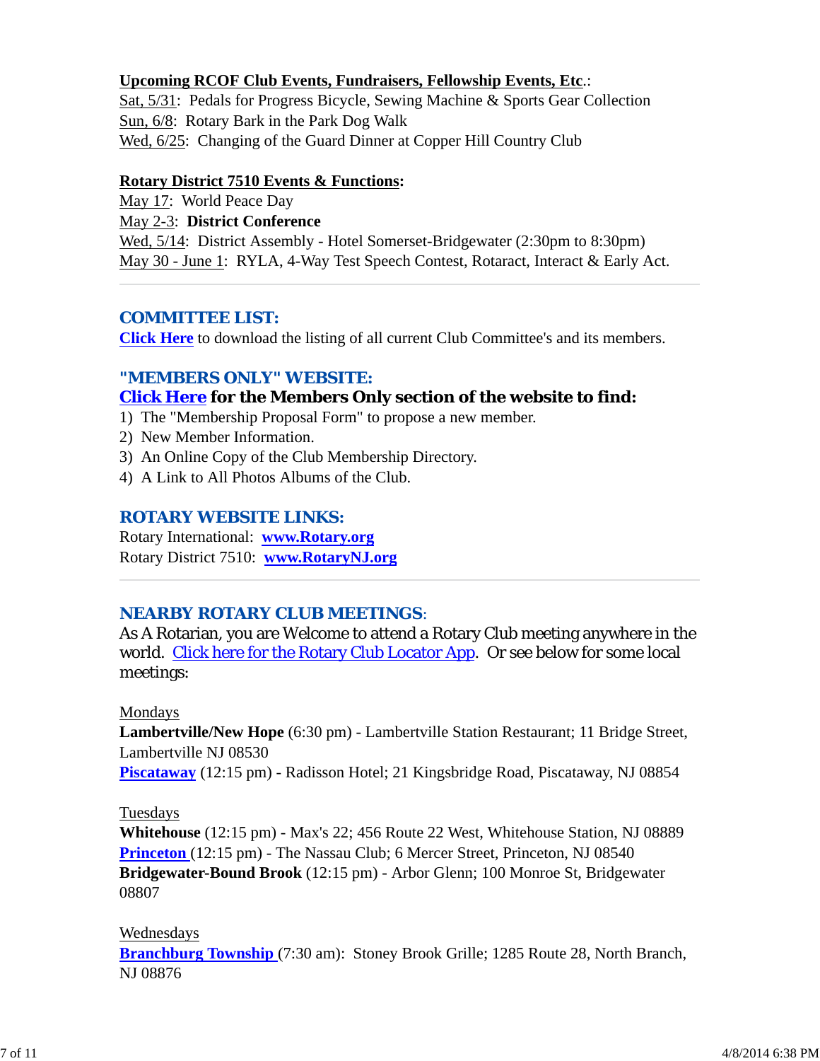**Upcoming RCOF Club Events, Fundraisers, Fellowship Events, Etc.**:
Sat, 5/31: Pedals for Progress Bicycle, Sewing Machine & Sports Gear Collection
Sun, 6/8: Rotary Bark in the Park Dog Walk
Wed, 6/25: Changing of the Guard Dinner at Copper Hill Country Club

**Rotary District 7510 Events & Functions:**
May 17: World Peace Day
May 2-3: **District Conference**
Wed, 5/14: District Assembly - Hotel Somerset-Bridgewater (2:30pm to 8:30pm)
May 30 - June 1: RYLA, 4-Way Test Speech Contest, Rotaract, Interact & Early Act.

---

## COMMITTEE LIST:

**Click Here** to download the listing of all current Club Committee's and its members.

## "MEMBERS ONLY" WEBSITE:

**Click Here for the Members Only section of the website to find:**

1) The "Membership Proposal Form" to propose a new member.
2) New Member Information.
3) An Online Copy of the Club Membership Directory.
4) A Link to All Photos Albums of the Club.

## ROTARY WEBSITE LINKS:

Rotary International: **www.Rotary.org**
Rotary District 7510: **www.RotaryNJ.org**

---

## NEARBY ROTARY CLUB MEETINGS:

As A Rotarian, you are Welcome to attend a Rotary Club meeting anywhere in the world. Click here for the Rotary Club Locator App. Or see below for some local meetings:

Mondays
**Lambertville/New Hope** (6:30 pm) - Lambertville Station Restaurant; 11 Bridge Street, Lambertville NJ 08530
**Piscataway** (12:15 pm) - Radisson Hotel; 21 Kingsbridge Road, Piscataway, NJ 08854

Tuesdays
**Whitehouse** (12:15 pm) - Max's 22; 456 Route 22 West, Whitehouse Station, NJ 08889
**Princeton** (12:15 pm) - The Nassau Club; 6 Mercer Street, Princeton, NJ 08540
**Bridgewater-Bound Brook** (12:15 pm) - Arbor Glenn; 100 Monroe St, Bridgewater 08807

Wednesdays
**Branchburg Township** (7:30 am): Stoney Brook Grille; 1285 Route 28, North Branch, NJ 08876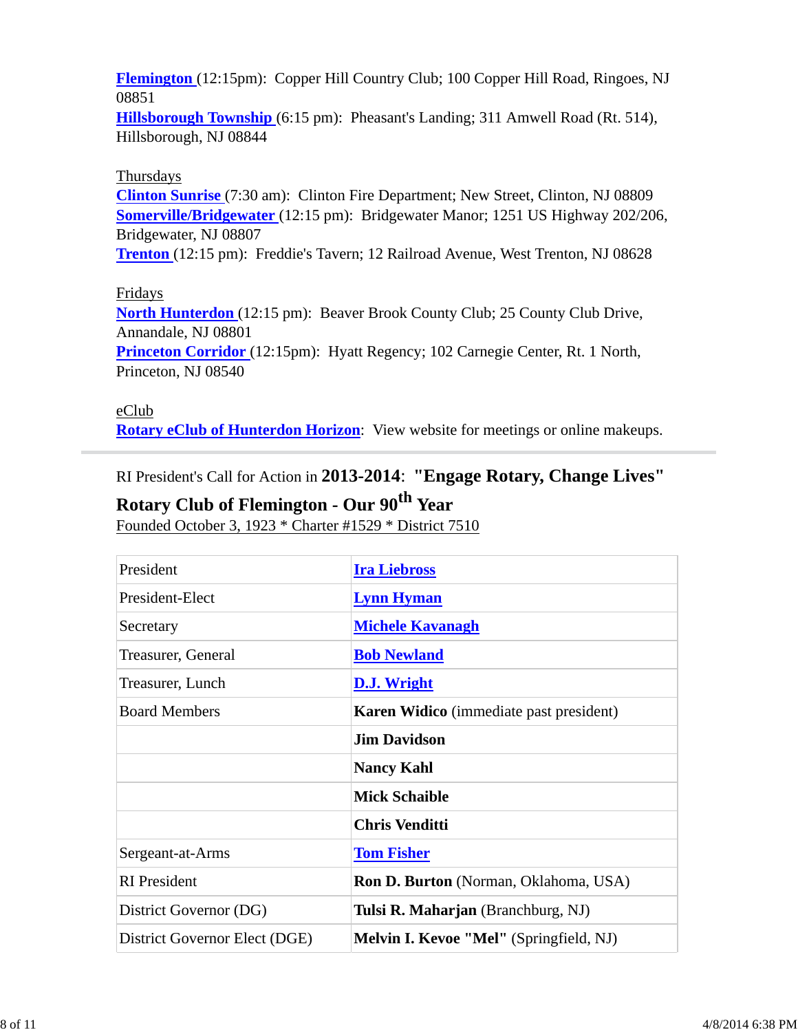**Flemington** (12:15pm): Copper Hill Country Club; 100 Copper Hill Road, Ringoes, NJ 08851
**Hillsborough Township** (6:15 pm): Pheasant's Landing; 311 Amwell Road (Rt. 514), Hillsborough, NJ 08844

Thursdays
**Clinton Sunrise** (7:30 am): Clinton Fire Department; New Street, Clinton, NJ 08809
**Somerville/Bridgewater** (12:15 pm): Bridgewater Manor; 1251 US Highway 202/206, Bridgewater, NJ 08807
**Trenton** (12:15 pm): Freddie's Tavern; 12 Railroad Avenue, West Trenton, NJ 08628

Fridays
**North Hunterdon** (12:15 pm): Beaver Brook County Club; 25 County Club Drive, Annandale, NJ 08801
**Princeton Corridor** (12:15pm): Hyatt Regency; 102 Carnegie Center, Rt. 1 North, Princeton, NJ 08540

eClub
**Rotary eClub of Hunterdon Horizon**: View website for meetings or online makeups.

---

RI President's Call for Action in **2013-2014**: **"Engage Rotary, Change Lives"**

**Rotary Club of Flemington - Our 90th Year**
Founded October 3, 1923 * Charter #1529 * District 7510

| | |
|---|---|
| President | **Ira Liebross** |
| President-Elect | **Lynn Hyman** |
| Secretary | **Michele Kavanagh** |
| Treasurer, General | **Bob Newland** |
| Treasurer, Lunch | **D.J. Wright** |
| Board Members | **Karen Widico** (immediate past president) |
| | **Jim Davidson** |
| | **Nancy Kahl** |
| | **Mick Schaible** |
| | **Chris Venditti** |
| Sergeant-at-Arms | **Tom Fisher** |
| RI President | **Ron D. Burton** (Norman, Oklahoma, USA) |
| District Governor (DG) | **Tulsi R. Maharjan** (Branchburg, NJ) |
| District Governor Elect (DGE) | **Melvin I. Kevoe "Mel"** (Springfield, NJ) |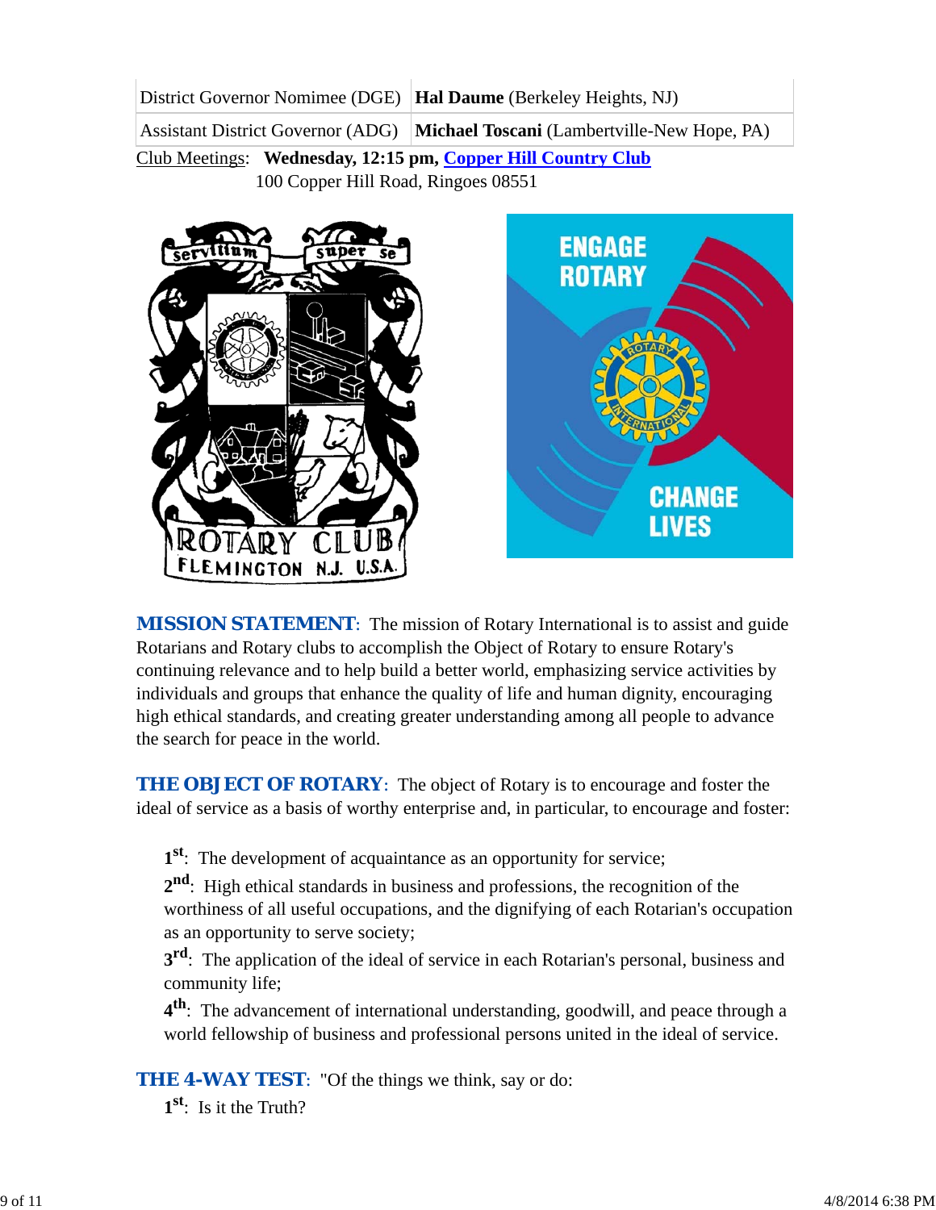| District Governor Nominee (DGE) | **Hal Daume** (Berkeley Heights, NJ) |
| --- | --- |
| Assistant District Governor (ADG) | **Michael Toscani** (Lambertville-New Hope, PA) |

Club Meetings: **Wednesday, 12:15 pm, Copper Hill Country Club**
100 Copper Hill Road, Ringoes 08551

**MISSION STATEMENT**: The mission of Rotary International is to assist and guide Rotarians and Rotary clubs to accomplish the Object of Rotary to ensure Rotary's continuing relevance and to help build a better world, emphasizing service activities by individuals and groups that enhance the quality of life and human dignity, encouraging high ethical standards, and creating greater understanding among all people to advance the search for peace in the world.

**THE OBJECT OF ROTARY**: The object of Rotary is to encourage and foster the ideal of service as a basis of worthy enterprise and, in particular, to encourage and foster:

**1st**: The development of acquaintance as an opportunity for service;

**2nd**: High ethical standards in business and professions, the recognition of the worthiness of all useful occupations, and the dignifying of each Rotarian's occupation as an opportunity to serve society;

**3rd**: The application of the ideal of service in each Rotarian's personal, business and community life;

**4th**: The advancement of international understanding, goodwill, and peace through a world fellowship of business and professional persons united in the ideal of service.

**THE 4-WAY TEST**: "Of the things we think, say or do:

**1st**: Is it the Truth?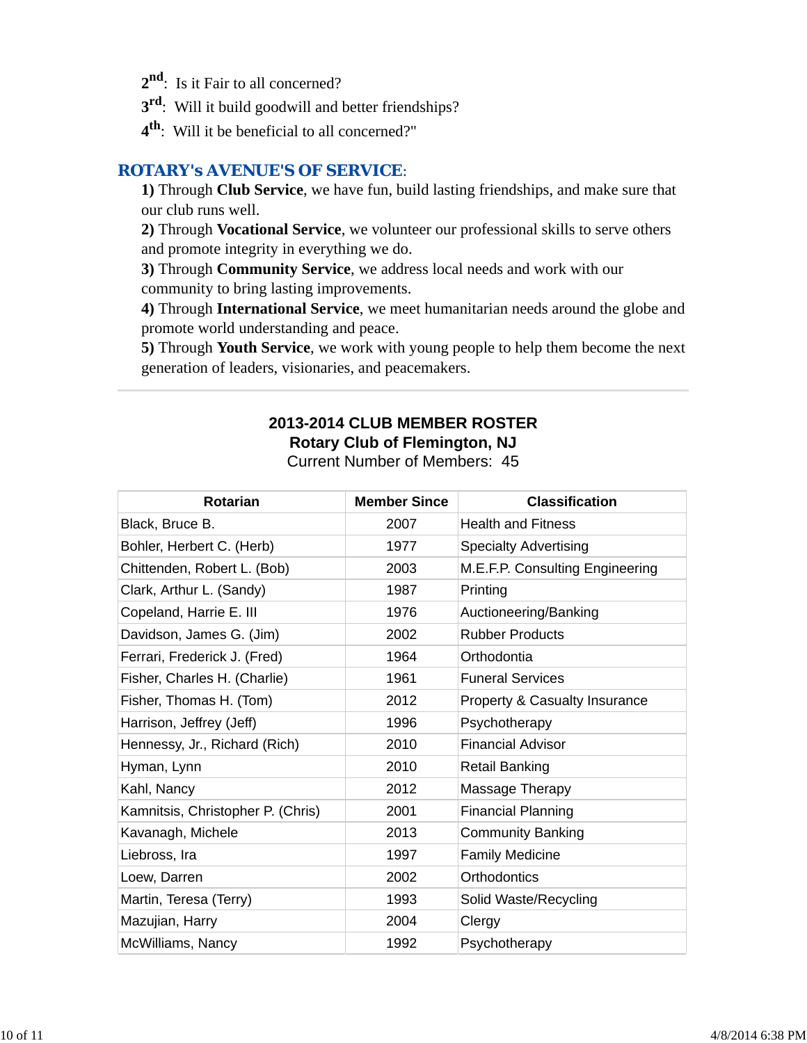2nd: Is it Fair to all concerned?

3rd: Will it build goodwill and better friendships?

4th: Will it be beneficial to all concerned?"

## ROTARY's AVENUE'S OF SERVICE:

**1)** Through **Club Service**, we have fun, build lasting friendships, and make sure that our club runs well.

**2)** Through **Vocational Service**, we volunteer our professional skills to serve others and promote integrity in everything we do.

**3)** Through **Community Service**, we address local needs and work with our community to bring lasting improvements.

**4)** Through **International Service**, we meet humanitarian needs around the globe and promote world understanding and peace.

**5)** Through **Youth Service**, we work with young people to help them become the next generation of leaders, visionaries, and peacemakers.

---

**2013-2014 CLUB MEMBER ROSTER**
**Rotary Club of Flemington, NJ**
Current Number of Members: 45

| Rotarian | Member Since | Classification |
|---|---|---|
| Black, Bruce B. | 2007 | Health and Fitness |
| Bohler, Herbert C. (Herb) | 1977 | Specialty Advertising |
| Chittenden, Robert L. (Bob) | 2003 | M.E.F.P. Consulting Engineering |
| Clark, Arthur L. (Sandy) | 1987 | Printing |
| Copeland, Harrie E. III | 1976 | Auctioneering/Banking |
| Davidson, James G. (Jim) | 2002 | Rubber Products |
| Ferrari, Frederick J. (Fred) | 1964 | Orthodontia |
| Fisher, Charles H. (Charlie) | 1961 | Funeral Services |
| Fisher, Thomas H. (Tom) | 2012 | Property & Casualty Insurance |
| Harrison, Jeffrey (Jeff) | 1996 | Psychotherapy |
| Hennessy, Jr., Richard (Rich) | 2010 | Financial Advisor |
| Hyman, Lynn | 2010 | Retail Banking |
| Kahl, Nancy | 2012 | Massage Therapy |
| Kamnitsis, Christopher P. (Chris) | 2001 | Financial Planning |
| Kavanagh, Michele | 2013 | Community Banking |
| Liebross, Ira | 1997 | Family Medicine |
| Loew, Darren | 2002 | Orthodontics |
| Martin, Teresa (Terry) | 1993 | Solid Waste/Recycling |
| Mazujian, Harry | 2004 | Clergy |
| McWilliams, Nancy | 1992 | Psychotherapy |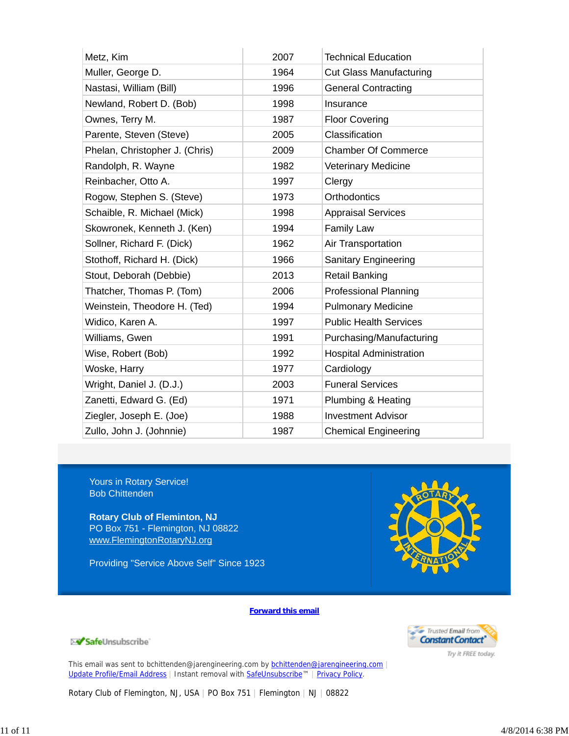| | | |
|---|---|---|
| Metz, Kim | 2007 | Technical Education |
| Muller, George D. | 1964 | Cut Glass Manufacturing |
| Nastasi, William (Bill) | 1996 | General Contracting |
| Newland, Robert D. (Bob) | 1998 | Insurance |
| Ownes, Terry M. | 1987 | Floor Covering |
| Parente, Steven (Steve) | 2005 | Classification |
| Phelan, Christopher J. (Chris) | 2009 | Chamber Of Commerce |
| Randolph, R. Wayne | 1982 | Veterinary Medicine |
| Reinbacher, Otto A. | 1997 | Clergy |
| Rogow, Stephen S. (Steve) | 1973 | Orthodontics |
| Schaible, R. Michael (Mick) | 1998 | Appraisal Services |
| Skowronek, Kenneth J. (Ken) | 1994 | Family Law |
| Sollner, Richard F. (Dick) | 1962 | Air Transportation |
| Stothoff, Richard H. (Dick) | 1966 | Sanitary Engineering |
| Stout, Deborah (Debbie) | 2013 | Retail Banking |
| Thatcher, Thomas P. (Tom) | 2006 | Professional Planning |
| Weinstein, Theodore H. (Ted) | 1994 | Pulmonary Medicine |
| Widico, Karen A. | 1997 | Public Health Services |
| Williams, Gwen | 1991 | Purchasing/Manufacturing |
| Wise, Robert (Bob) | 1992 | Hospital Administration |
| Woske, Harry | 1977 | Cardiology |
| Wright, Daniel J. (D.J.) | 2003 | Funeral Services |
| Zanetti, Edward G. (Ed) | 1971 | Plumbing & Heating |
| Ziegler, Joseph E. (Joe) | 1988 | Investment Advisor |
| Zullo, John J. (Johnnie) | 1987 | Chemical Engineering |

Yours in Rotary Service!
Bob Chittenden

**Rotary Club of Fleminton, NJ**
PO Box 751 - Flemington, NJ 08822
www.FlemingtonRotaryNJ.org

Providing "Service Above Self" Since 1923

**Forward this email**

SafeUnsubscribe

Trusted Email from Constant Contact — Try it FREE today.

This email was sent to bchittenden@jarengineering.com by bchittenden@jarengineering.com | Update Profile/Email Address | Instant removal with SafeUnsubscribe™ | Privacy Policy.

Rotary Club of Flemington, NJ, USA | PO Box 751 | Flemington | NJ | 08822